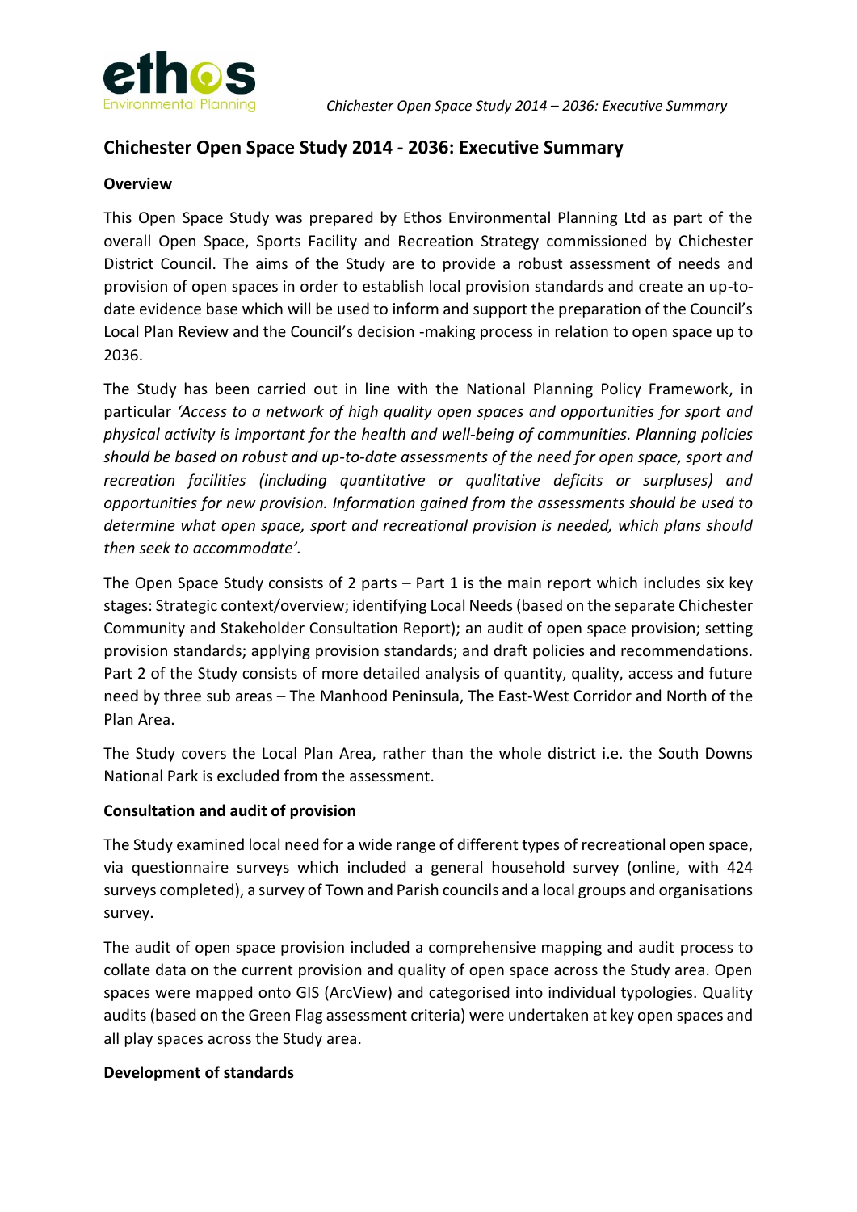# Chichester Open Space Study 2014 - 2036: Executive Summary

## Overview

This Open Space Study was prepared by Ethos Environmental Planning Ltd as part of the overall Open Space, Sports Facility and Recreation Strategy commissioned by Chichester District Council. The aims of the Study are to provide a robust assessment of needs and provision of open spaces in order to establish local provision standards and create an up-to-date evidence base which will be used to inform and support the preparation of the Council's Local Plan Review and the Council's decision -making process in relation to open space up to 2036.

The Study has been carried out in line with the National Planning Policy Framework, in particular *'Access to a network of high quality open spaces and opportunities for sport and physical activity is important for the health and well-being of communities. Planning policies should be based on robust and up-to-date assessments of the need for open space, sport and recreation facilities (including quantitative or qualitative deficits or surpluses) and opportunities for new provision. Information gained from the assessments should be used to determine what open space, sport and recreational provision is needed, which plans should then seek to accommodate'.*

The Open Space Study consists of 2 parts – Part 1 is the main report which includes six key stages: Strategic context/overview; identifying Local Needs (based on the separate Chichester Community and Stakeholder Consultation Report); an audit of open space provision; setting provision standards; applying provision standards; and draft policies and recommendations. Part 2 of the Study consists of more detailed analysis of quantity, quality, access and future need by three sub areas – The Manhood Peninsula, The East-West Corridor and North of the Plan Area.

The Study covers the Local Plan Area, rather than the whole district i.e. the South Downs National Park is excluded from the assessment.

## Consultation and audit of provision

The Study examined local need for a wide range of different types of recreational open space, via questionnaire surveys which included a general household survey (online, with 424 surveys completed), a survey of Town and Parish councils and a local groups and organisations survey.

The audit of open space provision included a comprehensive mapping and audit process to collate data on the current provision and quality of open space across the Study area. Open spaces were mapped onto GIS (ArcView) and categorised into individual typologies. Quality audits (based on the Green Flag assessment criteria) were undertaken at key open spaces and all play spaces across the Study area.

## Development of standards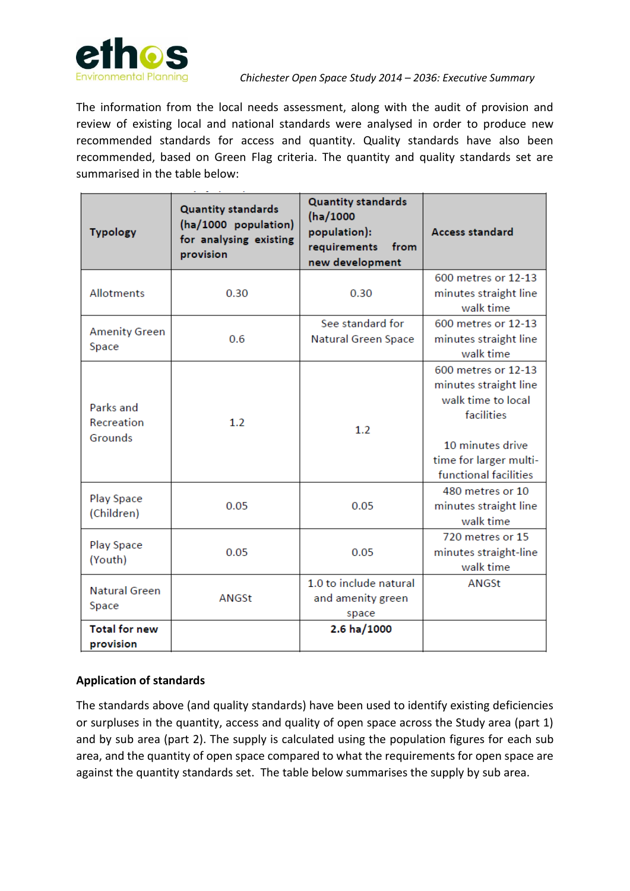The information from the local needs assessment, along with the audit of provision and review of existing local and national standards were analysed in order to produce new recommended standards for access and quantity. Quality standards have also been recommended, based on Green Flag criteria. The quantity and quality standards set are summarised in the table below:

| Typology | Quantity standards (ha/1000 population) for analysing existing provision | Quantity standards (ha/1000 population): requirements from new development | Access standard |
|---|---|---|---|
| Allotments | 0.30 | 0.30 | 600 metres or 12-13 minutes straight line walk time |
| Amenity Green Space | 0.6 | See standard for Natural Green Space | 600 metres or 12-13 minutes straight line walk time |
| Parks and Recreation Grounds | 1.2 | 1.2 | 600 metres or 12-13 minutes straight line walk time to local facilities<br><br>10 minutes drive time for larger multi-functional facilities |
| Play Space (Children) | 0.05 | 0.05 | 480 metres or 10 minutes straight line walk time |
| Play Space (Youth) | 0.05 | 0.05 | 720 metres or 15 minutes straight-line walk time |
| Natural Green Space | ANGSt | 1.0 to include natural and amenity green space | ANGSt |
| **Total for new provision** | | **2.6 ha/1000** | |

**Application of standards**

The standards above (and quality standards) have been used to identify existing deficiencies or surpluses in the quantity, access and quality of open space across the Study area (part 1) and by sub area (part 2). The supply is calculated using the population figures for each sub area, and the quantity of open space compared to what the requirements for open space are against the quantity standards set. The table below summarises the supply by sub area.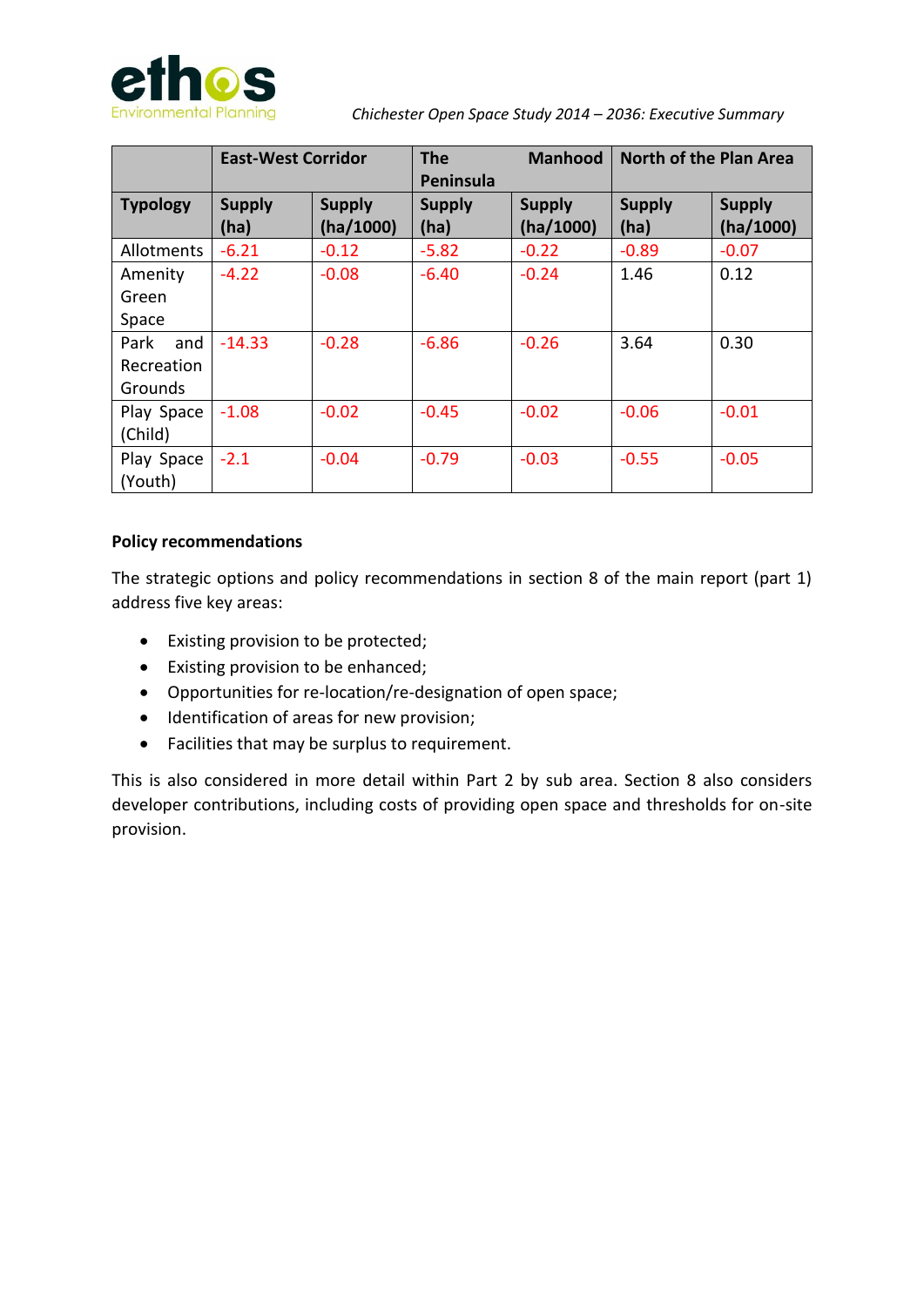| | East-West Corridor | | The Manhood Peninsula | | North of the Plan Area | |
|---|---|---|---|---|---|---|
| **Typology** | **Supply (ha)** | **Supply (ha/1000)** | **Supply (ha)** | **Supply (ha/1000)** | **Supply (ha)** | **Supply (ha/1000)** |
| Allotments | -6.21 | -0.12 | -5.82 | -0.22 | -0.89 | -0.07 |
| Amenity Green Space | -4.22 | -0.08 | -6.40 | -0.24 | 1.46 | 0.12 |
| Park and Recreation Grounds | -14.33 | -0.28 | -6.86 | -0.26 | 3.64 | 0.30 |
| Play Space (Child) | -1.08 | -0.02 | -0.45 | -0.02 | -0.06 | -0.01 |
| Play Space (Youth) | -2.1 | -0.04 | -0.79 | -0.03 | -0.55 | -0.05 |

**Policy recommendations**

The strategic options and policy recommendations in section 8 of the main report (part 1) address five key areas:

- Existing provision to be protected;
- Existing provision to be enhanced;
- Opportunities for re-location/re-designation of open space;
- Identification of areas for new provision;
- Facilities that may be surplus to requirement.

This is also considered in more detail within Part 2 by sub area. Section 8 also considers developer contributions, including costs of providing open space and thresholds for on-site provision.